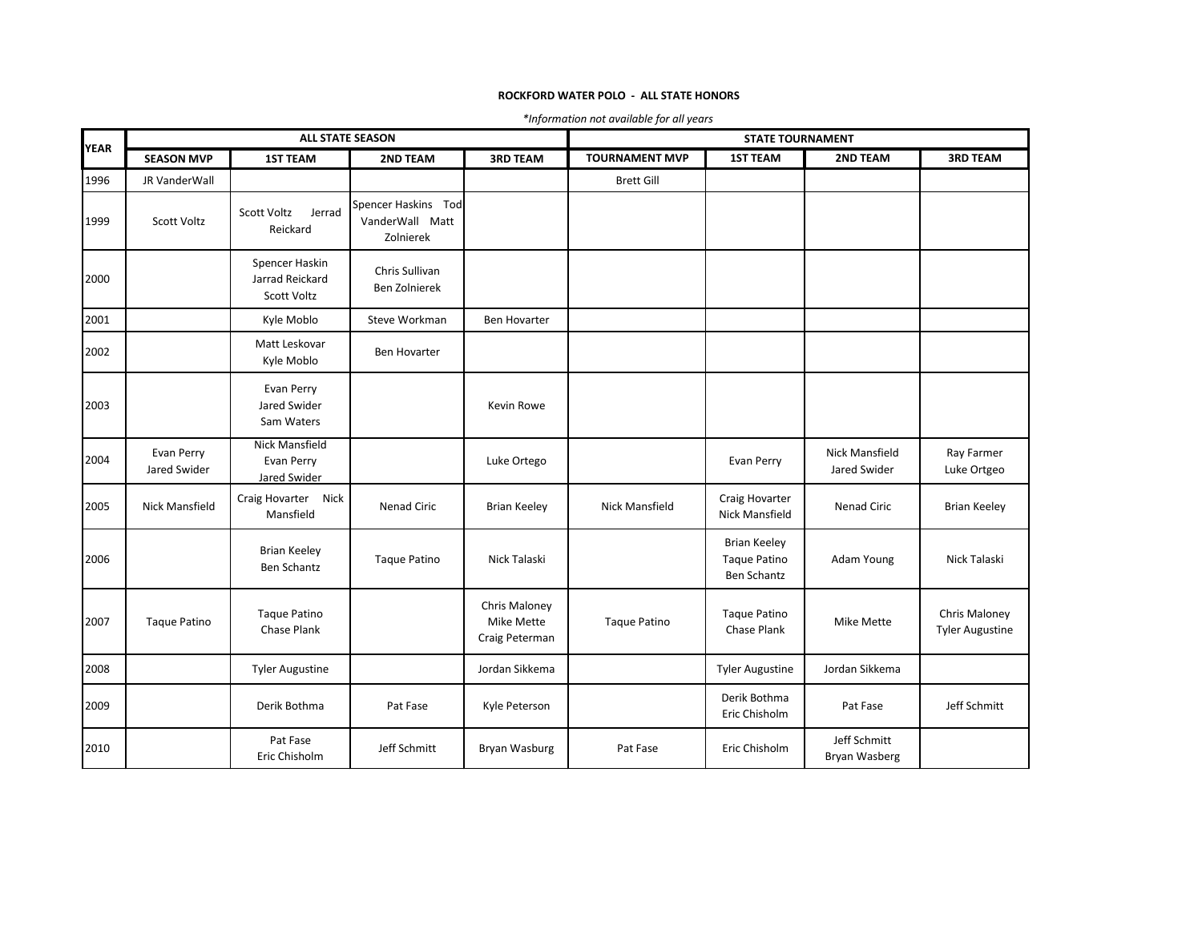**ROCKFORD WATER POLO - ALL STATE HONORS**

*\*Information not available for all years*

| YEAR | ALL STATE SEASON | | | | STATE TOURNAMENT | | | |
|---|---|---|---|---|---|---|---|---|
| | SEASON MVP | 1ST TEAM | 2ND TEAM | 3RD TEAM | TOURNAMENT MVP | 1ST TEAM | 2ND TEAM | 3RD TEAM |
| 1996 | JR VanderWall | | | | Brett Gill | | | |
| 1999 | Scott Voltz | Scott Voltz Jerrad Reickard | Spencer Haskins Tod VanderWall Matt Zolnierek | | | | | |
| 2000 | | Spencer Haskin Jarrad Reickard Scott Voltz | Chris Sullivan Ben Zolnierek | | | | | |
| 2001 | | Kyle Moblo | Steve Workman | Ben Hovarter | | | | |
| 2002 | | Matt Leskovar Kyle Moblo | Ben Hovarter | | | | | |
| 2003 | | Evan Perry Jared Swider Sam Waters | | Kevin Rowe | | | | |
| 2004 | Evan Perry Jared Swider | Nick Mansfield Evan Perry Jared Swider | | Luke Ortego | | Evan Perry | Nick Mansfield Jared Swider | Ray Farmer Luke Ortgeo |
| 2005 | Nick Mansfield | Craig Hovarter Nick Mansfield | Nenad Ciric | Brian Keeley | Nick Mansfield | Craig Hovarter Nick Mansfield | Nenad Ciric | Brian Keeley |
| 2006 | | Brian Keeley Ben Schantz | Taque Patino | Nick Talaski | | Brian Keeley Taque Patino Ben Schantz | Adam Young | Nick Talaski |
| 2007 | Taque Patino | Taque Patino Chase Plank | | Chris Maloney Mike Mette Craig Peterman | Taque Patino | Taque Patino Chase Plank | Mike Mette | Chris Maloney Tyler Augustine |
| 2008 | | Tyler Augustine | | Jordan Sikkema | | Tyler Augustine | Jordan Sikkema | |
| 2009 | | Derik Bothma | Pat Fase | Kyle Peterson | | Derik Bothma Eric Chisholm | Pat Fase | Jeff Schmitt |
| 2010 | | Pat Fase Eric Chisholm | Jeff Schmitt | Bryan Wasburg | Pat Fase | Eric Chisholm | Jeff Schmitt Bryan Wasberg | |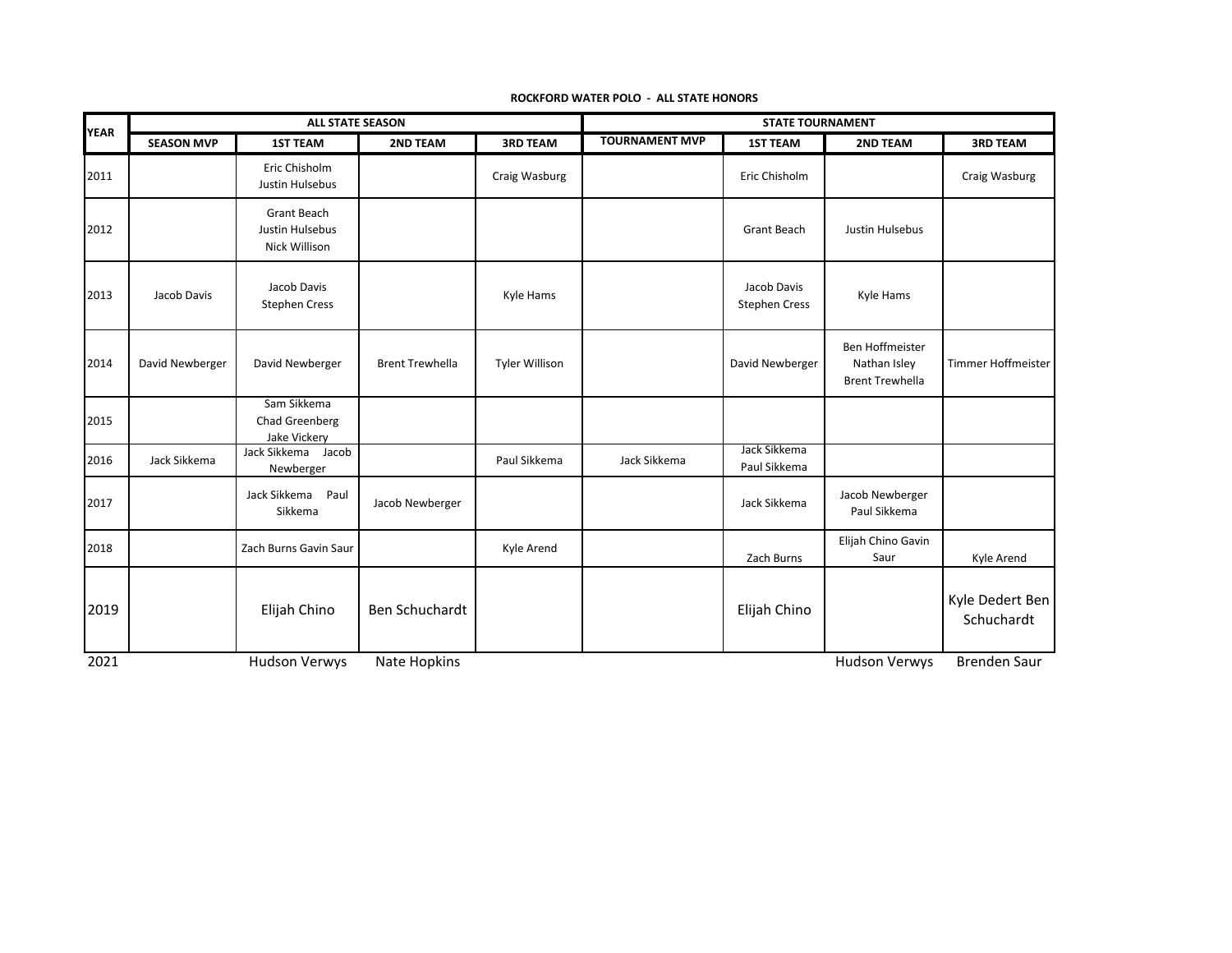**ROCKFORD WATER POLO - ALL STATE HONORS**

| YEAR | ALL STATE SEASON | | | | STATE TOURNAMENT | | | |
|---|---|---|---|---|---|---|---|---|
| | SEASON MVP | 1ST TEAM | 2ND TEAM | 3RD TEAM | TOURNAMENT MVP | 1ST TEAM | 2ND TEAM | 3RD TEAM |
| 2011 | | Eric Chisholm<br>Justin Hulsebus | | Craig Wasburg | | Eric Chisholm | | Craig Wasburg |
| 2012 | | Grant Beach<br>Justin Hulsebus<br>Nick Willison | | | | Grant Beach | Justin Hulsebus | |
| 2013 | Jacob Davis | Jacob Davis<br>Stephen Cress | | Kyle Hams | | Jacob Davis<br>Stephen Cress | Kyle Hams | |
| 2014 | David Newberger | David Newberger | Brent Trewhella | Tyler Willison | | David Newberger | Ben Hoffmeister<br>Nathan Isley<br>Brent Trewhella | Timmer Hoffmeister |
| 2015 | | Sam Sikkema<br>Chad Greenberg<br>Jake Vickery | | | | | | |
| 2016 | Jack Sikkema | Jack Sikkema Jacob Newberger | | Paul Sikkema | Jack Sikkema | Jack Sikkema<br>Paul Sikkema | | |
| 2017 | | Jack Sikkema Paul Sikkema | Jacob Newberger | | | Jack Sikkema | Jacob Newberger<br>Paul Sikkema | |
| 2018 | | Zach Burns Gavin Saur | | Kyle Arend | | Zach Burns | Elijah Chino Gavin Saur | Kyle Arend |
| 2019 | | Elijah Chino | Ben Schuchardt | | | Elijah Chino | | Kyle Dedert Ben Schuchardt |
| 2021 | | Hudson Verwys | Nate Hopkins | | | | Hudson Verwys | Brenden Saur |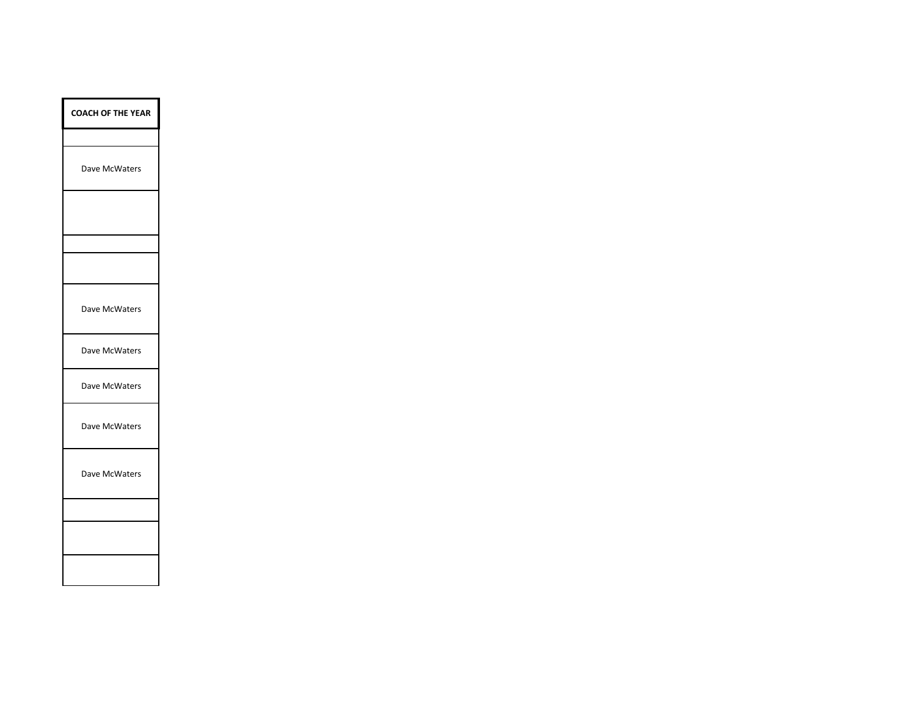| COACH OF THE YEAR |
| --- |
| |
| Dave McWaters |
| |
| |
| |
| Dave McWaters |
| Dave McWaters |
| Dave McWaters |
| Dave McWaters |
| Dave McWaters |
| |
| |
| |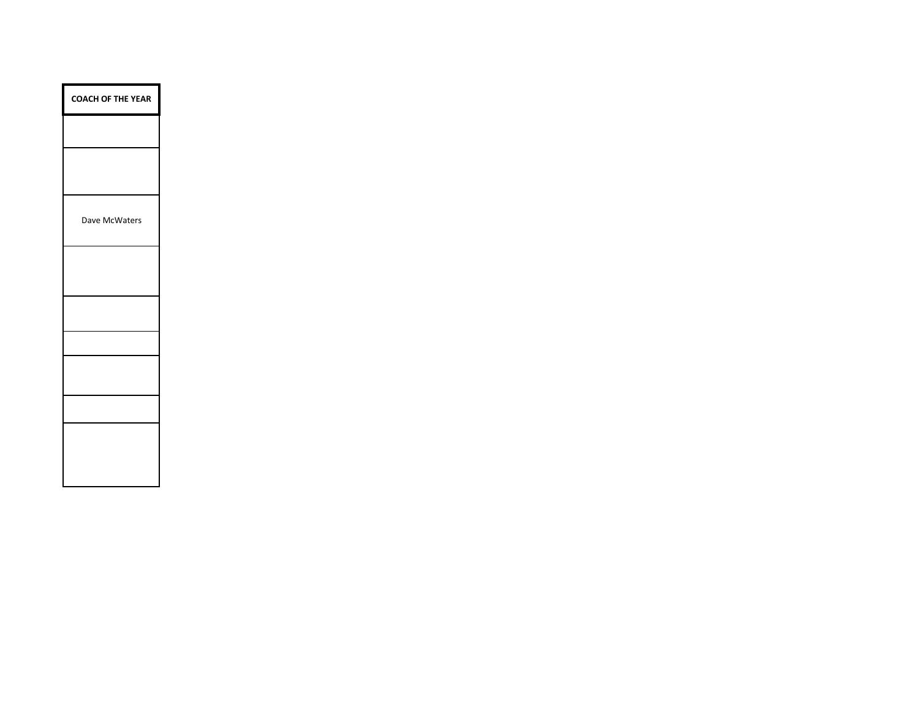| COACH OF THE YEAR |
| --- |
| |
| |
| Dave McWaters |
| |
| |
| |
| |
| |
| |